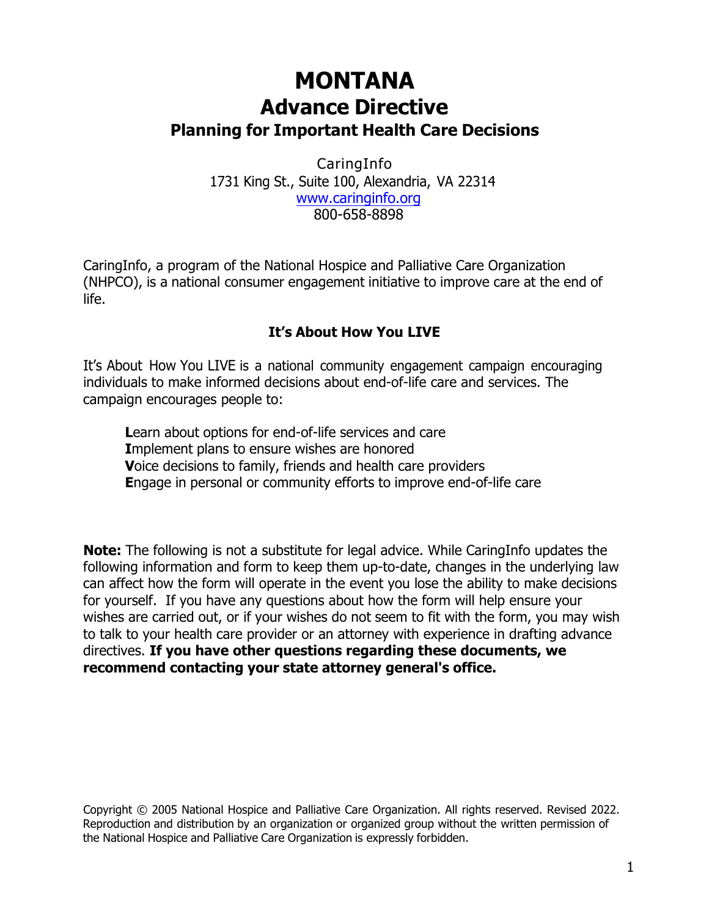# MONTANA
# Advance Directive
## Planning for Important Health Care Decisions

CaringInfo
1731 King St., Suite 100, Alexandria, VA 22314
www.caringinfo.org
800-658-8898

CaringInfo, a program of the National Hospice and Palliative Care Organization (NHPCO), is a national consumer engagement initiative to improve care at the end of life.

### It's About How You LIVE

It's About How You LIVE is a national community engagement campaign encouraging individuals to make informed decisions about end-of-life care and services. The campaign encourages people to:

**L**earn about options for end-of-life services and care
**I**mplement plans to ensure wishes are honored
**V**oice decisions to family, friends and health care providers
**E**ngage in personal or community efforts to improve end-of-life care

**Note:** The following is not a substitute for legal advice. While CaringInfo updates the following information and form to keep them up-to-date, changes in the underlying law can affect how the form will operate in the event you lose the ability to make decisions for yourself. If you have any questions about how the form will help ensure your wishes are carried out, or if your wishes do not seem to fit with the form, you may wish to talk to your health care provider or an attorney with experience in drafting advance directives. **If you have other questions regarding these documents, we recommend contacting your state attorney general's office.**

Copyright © 2005 National Hospice and Palliative Care Organization. All rights reserved. Revised 2022. Reproduction and distribution by an organization or organized group without the written permission of the National Hospice and Palliative Care Organization is expressly forbidden.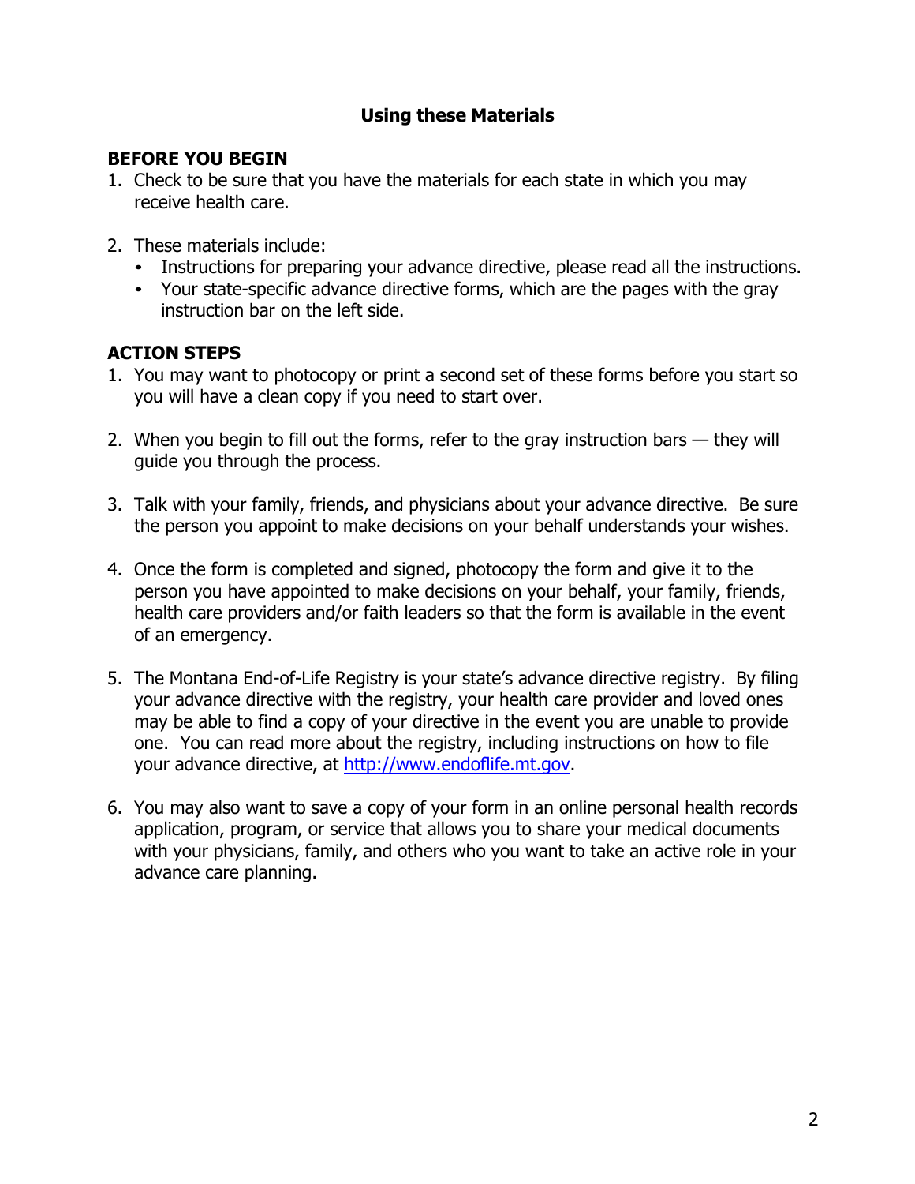## Using these Materials

**BEFORE YOU BEGIN**

1. Check to be sure that you have the materials for each state in which you may receive health care.

2. These materials include:
   - Instructions for preparing your advance directive, please read all the instructions.
   - Your state-specific advance directive forms, which are the pages with the gray instruction bar on the left side.

**ACTION STEPS**

1. You may want to photocopy or print a second set of these forms before you start so you will have a clean copy if you need to start over.

2. When you begin to fill out the forms, refer to the gray instruction bars — they will guide you through the process.

3. Talk with your family, friends, and physicians about your advance directive. Be sure the person you appoint to make decisions on your behalf understands your wishes.

4. Once the form is completed and signed, photocopy the form and give it to the person you have appointed to make decisions on your behalf, your family, friends, health care providers and/or faith leaders so that the form is available in the event of an emergency.

5. The Montana End-of-Life Registry is your state's advance directive registry. By filing your advance directive with the registry, your health care provider and loved ones may be able to find a copy of your directive in the event you are unable to provide one. You can read more about the registry, including instructions on how to file your advance directive, at [http://www.endoflife.mt.gov](http://www.endoflife.mt.gov).

6. You may also want to save a copy of your form in an online personal health records application, program, or service that allows you to share your medical documents with your physicians, family, and others who you want to take an active role in your advance care planning.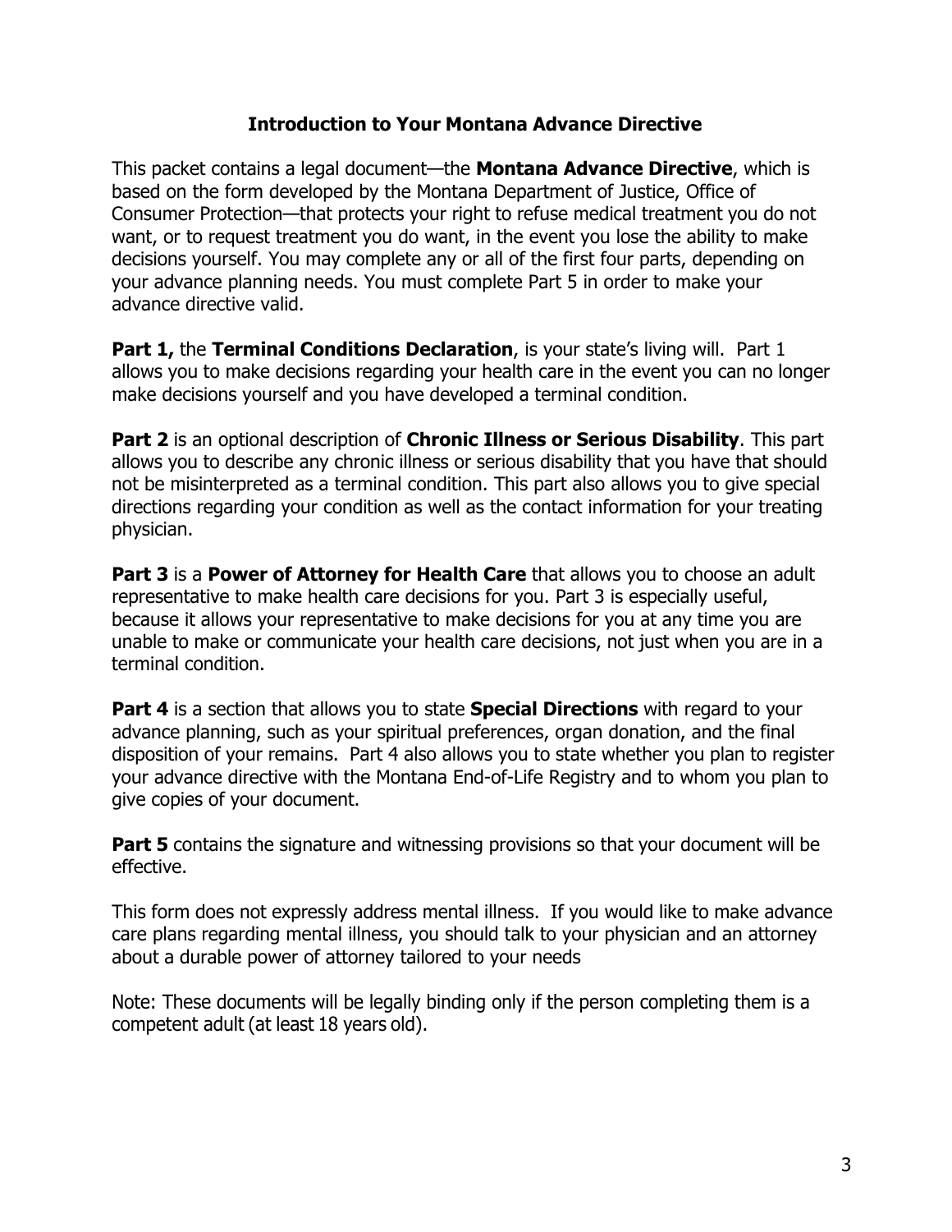## Introduction to Your Montana Advance Directive

This packet contains a legal document—the **Montana Advance Directive**, which is based on the form developed by the Montana Department of Justice, Office of Consumer Protection—that protects your right to refuse medical treatment you do not want, or to request treatment you do want, in the event you lose the ability to make decisions yourself. You may complete any or all of the first four parts, depending on your advance planning needs. You must complete Part 5 in order to make your advance directive valid.

**Part 1,** the **Terminal Conditions Declaration**, is your state's living will. Part 1 allows you to make decisions regarding your health care in the event you can no longer make decisions yourself and you have developed a terminal condition.

**Part 2** is an optional description of **Chronic Illness or Serious Disability**. This part allows you to describe any chronic illness or serious disability that you have that should not be misinterpreted as a terminal condition. This part also allows you to give special directions regarding your condition as well as the contact information for your treating physician.

**Part 3** is a **Power of Attorney for Health Care** that allows you to choose an adult representative to make health care decisions for you. Part 3 is especially useful, because it allows your representative to make decisions for you at any time you are unable to make or communicate your health care decisions, not just when you are in a terminal condition.

**Part 4** is a section that allows you to state **Special Directions** with regard to your advance planning, such as your spiritual preferences, organ donation, and the final disposition of your remains. Part 4 also allows you to state whether you plan to register your advance directive with the Montana End-of-Life Registry and to whom you plan to give copies of your document.

**Part 5** contains the signature and witnessing provisions so that your document will be effective.

This form does not expressly address mental illness. If you would like to make advance care plans regarding mental illness, you should talk to your physician and an attorney about a durable power of attorney tailored to your needs

Note: These documents will be legally binding only if the person completing them is a competent adult (at least 18 years old).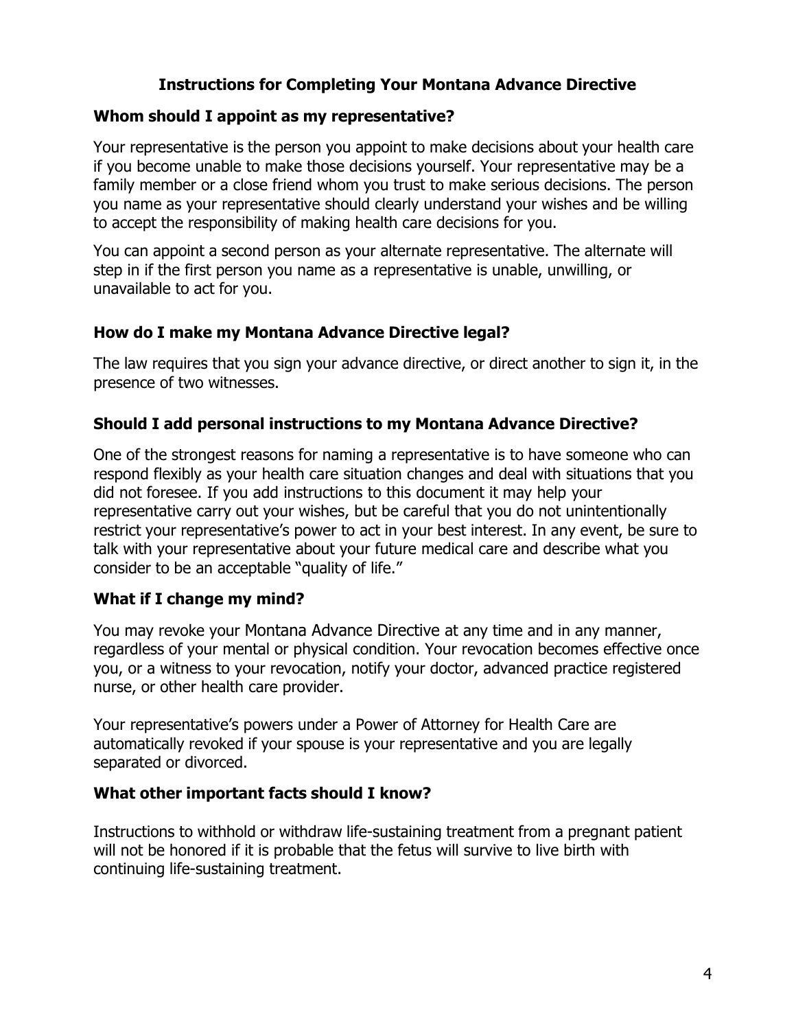## Instructions for Completing Your Montana Advance Directive

### Whom should I appoint as my representative?

Your representative is the person you appoint to make decisions about your health care if you become unable to make those decisions yourself. Your representative may be a family member or a close friend whom you trust to make serious decisions. The person you name as your representative should clearly understand your wishes and be willing to accept the responsibility of making health care decisions for you.

You can appoint a second person as your alternate representative. The alternate will step in if the first person you name as a representative is unable, unwilling, or unavailable to act for you.

### How do I make my Montana Advance Directive legal?

The law requires that you sign your advance directive, or direct another to sign it, in the presence of two witnesses.

### Should I add personal instructions to my Montana Advance Directive?

One of the strongest reasons for naming a representative is to have someone who can respond flexibly as your health care situation changes and deal with situations that you did not foresee. If you add instructions to this document it may help your representative carry out your wishes, but be careful that you do not unintentionally restrict your representative's power to act in your best interest. In any event, be sure to talk with your representative about your future medical care and describe what you consider to be an acceptable "quality of life."

### What if I change my mind?

You may revoke your Montana Advance Directive at any time and in any manner, regardless of your mental or physical condition. Your revocation becomes effective once you, or a witness to your revocation, notify your doctor, advanced practice registered nurse, or other health care provider.

Your representative's powers under a Power of Attorney for Health Care are automatically revoked if your spouse is your representative and you are legally separated or divorced.

### What other important facts should I know?

Instructions to withhold or withdraw life-sustaining treatment from a pregnant patient will not be honored if it is probable that the fetus will survive to live birth with continuing life-sustaining treatment.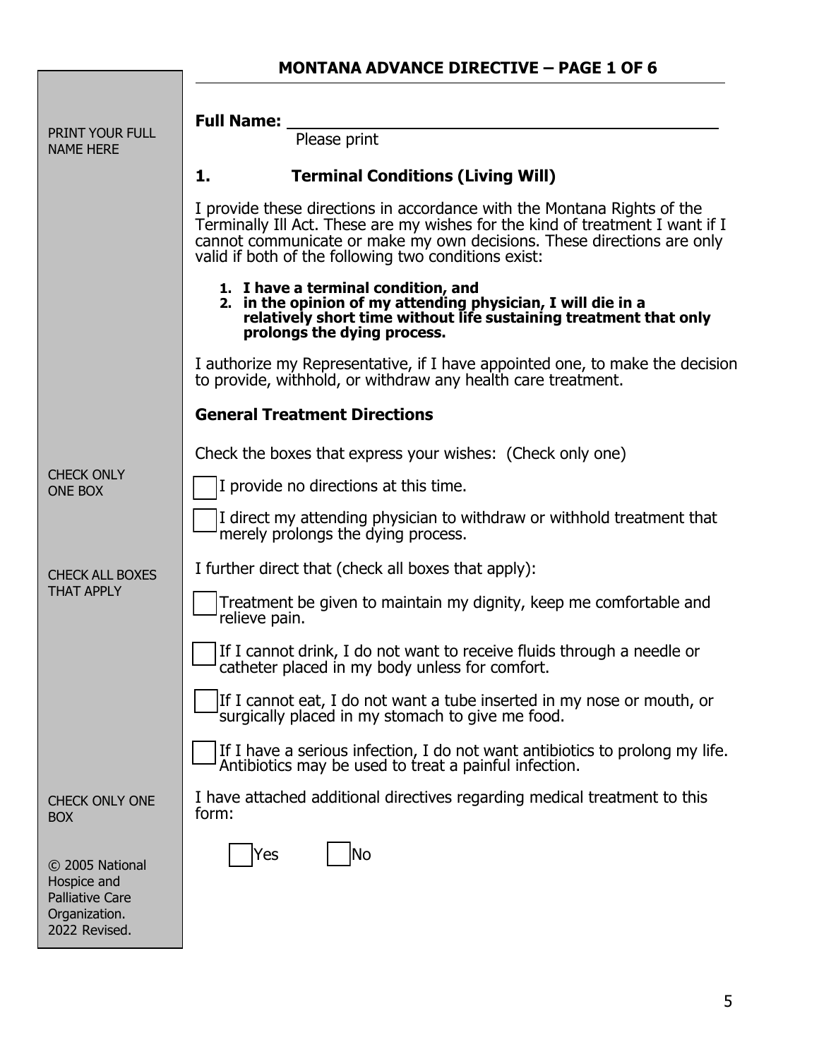## MONTANA ADVANCE DIRECTIVE – PAGE 1 OF 6

PRINT YOUR FULL NAME HERE

**Full Name:** ______________________________________________
Please print

### 1. Terminal Conditions (Living Will)

I provide these directions in accordance with the Montana Rights of the Terminally Ill Act. These are my wishes for the kind of treatment I want if I cannot communicate or make my own decisions. These directions are only valid if both of the following two conditions exist:

1. **I have a terminal condition, and**
2. **in the opinion of my attending physician, I will die in a relatively short time without life sustaining treatment that only prolongs the dying process.**

I authorize my Representative, if I have appointed one, to make the decision to provide, withhold, or withdraw any health care treatment.

### General Treatment Directions

CHECK ONLY ONE BOX

Check the boxes that express your wishes: (Check only one)

☐ I provide no directions at this time.

☐ I direct my attending physician to withdraw or withhold treatment that merely prolongs the dying process.

CHECK ALL BOXES THAT APPLY

I further direct that (check all boxes that apply):

☐ Treatment be given to maintain my dignity, keep me comfortable and relieve pain.

☐ If I cannot drink, I do not want to receive fluids through a needle or catheter placed in my body unless for comfort.

☐ If I cannot eat, I do not want a tube inserted in my nose or mouth, or surgically placed in my stomach to give me food.

☐ If I have a serious infection, I do not want antibiotics to prolong my life. Antibiotics may be used to treat a painful infection.

CHECK ONLY ONE BOX

I have attached additional directives regarding medical treatment to this form:

☐ Yes ☐ No

© 2005 National Hospice and Palliative Care Organization. 2022 Revised.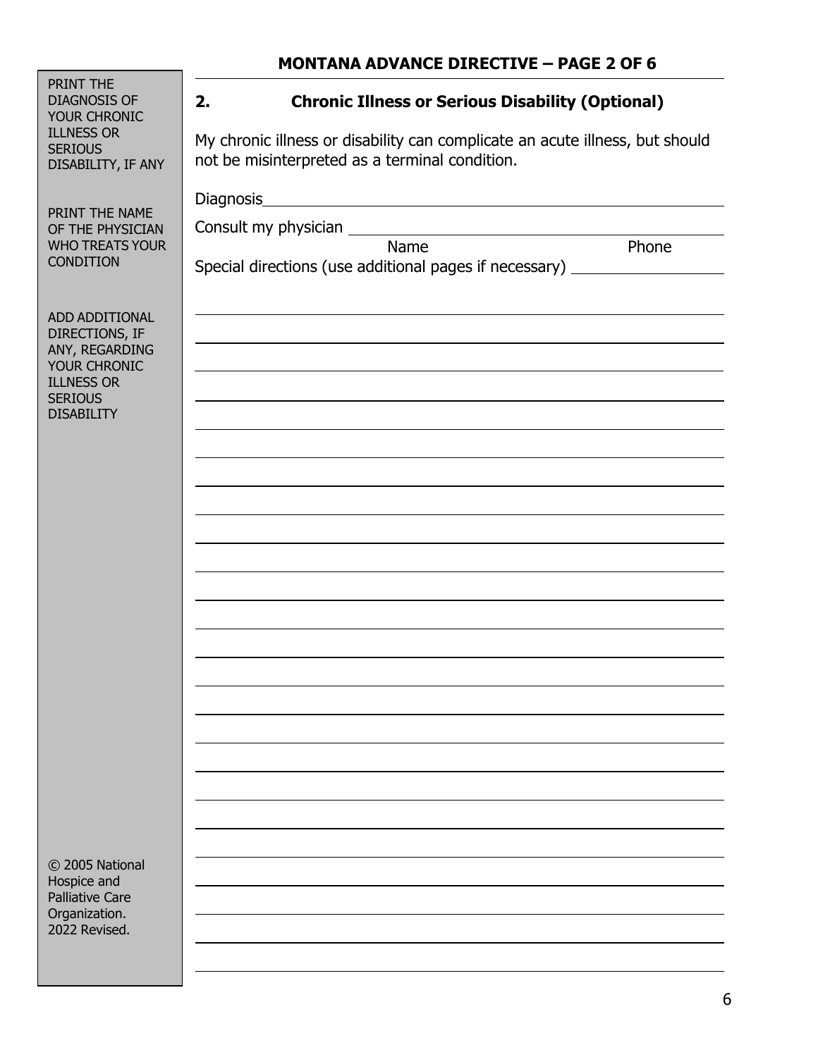## 2. Chronic Illness or Serious Disability (Optional)

PRINT THE DIAGNOSIS OF YOUR CHRONIC ILLNESS OR SERIOUS DISABILITY, IF ANY

PRINT THE NAME OF THE PHYSICIAN WHO TREATS YOUR CONDITION

ADD ADDITIONAL DIRECTIONS, IF ANY, REGARDING YOUR CHRONIC ILLNESS OR SERIOUS DISABILITY

My chronic illness or disability can complicate an acute illness, but should not be misinterpreted as a terminal condition.

Diagnosis\_\_\_\_\_\_\_\_\_\_\_\_\_\_\_\_\_\_\_\_\_\_\_\_\_\_\_\_\_\_\_\_\_\_\_\_\_\_\_\_

Consult my physician \_\_\_\_\_\_\_\_\_\_\_\_\_\_\_\_\_\_\_\_\_\_\_\_\_\_\_\_\_\_\_\_\_\_

Name Phone

Special directions (use additional pages if necessary) \_\_\_\_\_\_\_\_\_\_\_\_\_\_\_\_\_\_

\_\_\_\_\_\_\_\_\_\_\_\_\_\_\_\_\_\_\_\_\_\_\_\_\_\_\_\_\_\_\_\_\_\_\_\_\_\_\_\_\_\_\_\_\_\_\_\_\_\_\_\_\_\_\_\_

\_\_\_\_\_\_\_\_\_\_\_\_\_\_\_\_\_\_\_\_\_\_\_\_\_\_\_\_\_\_\_\_\_\_\_\_\_\_\_\_\_\_\_\_\_\_\_\_\_\_\_\_\_\_\_\_

\_\_\_\_\_\_\_\_\_\_\_\_\_\_\_\_\_\_\_\_\_\_\_\_\_\_\_\_\_\_\_\_\_\_\_\_\_\_\_\_\_\_\_\_\_\_\_\_\_\_\_\_\_\_\_\_

\_\_\_\_\_\_\_\_\_\_\_\_\_\_\_\_\_\_\_\_\_\_\_\_\_\_\_\_\_\_\_\_\_\_\_\_\_\_\_\_\_\_\_\_\_\_\_\_\_\_\_\_\_\_\_\_

\_\_\_\_\_\_\_\_\_\_\_\_\_\_\_\_\_\_\_\_\_\_\_\_\_\_\_\_\_\_\_\_\_\_\_\_\_\_\_\_\_\_\_\_\_\_\_\_\_\_\_\_\_\_\_\_

© 2005 National Hospice and Palliative Care Organization. 2022 Revised.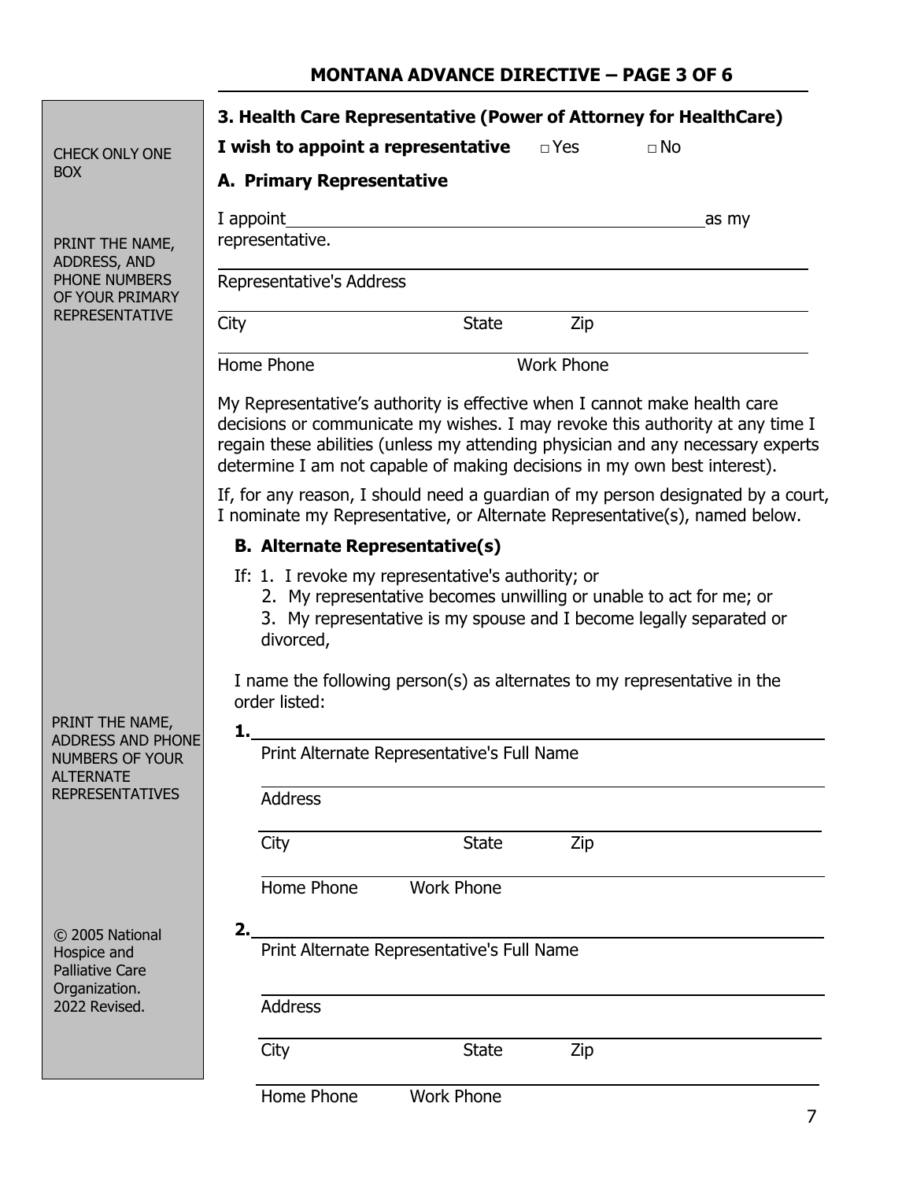**3. Health Care Representative (Power of Attorney for HealthCare)**

CHECK ONLY ONE BOX

**I wish to appoint a representative** □ Yes □ No

**A. Primary Representative**

PRINT THE NAME, ADDRESS, AND PHONE NUMBERS OF YOUR PRIMARY REPRESENTATIVE

I appoint ____________________________________________ as my representative.

____________________________________________
Representative's Address

____________________________________________
City State Zip

____________________________________________
Home Phone Work Phone

My Representative's authority is effective when I cannot make health care decisions or communicate my wishes. I may revoke this authority at any time I regain these abilities (unless my attending physician and any necessary experts determine I am not capable of making decisions in my own best interest).

If, for any reason, I should need a guardian of my person designated by a court, I nominate my Representative, or Alternate Representative(s), named below.

**B. Alternate Representative(s)**

If: 1. I revoke my representative's authority; or
2. My representative becomes unwilling or unable to act for me; or
3. My representative is my spouse and I become legally separated or divorced,

I name the following person(s) as alternates to my representative in the order listed:

PRINT THE NAME, ADDRESS AND PHONE NUMBERS OF YOUR ALTERNATE REPRESENTATIVES

**1.** ____________________________________________
Print Alternate Representative's Full Name

____________________________________________
Address

____________________________________________
City State Zip

____________________________________________
Home Phone Work Phone

**2.** ____________________________________________
Print Alternate Representative's Full Name

____________________________________________
Address

____________________________________________
City State Zip

____________________________________________
Home Phone Work Phone

© 2005 National Hospice and Palliative Care Organization. 2022 Revised.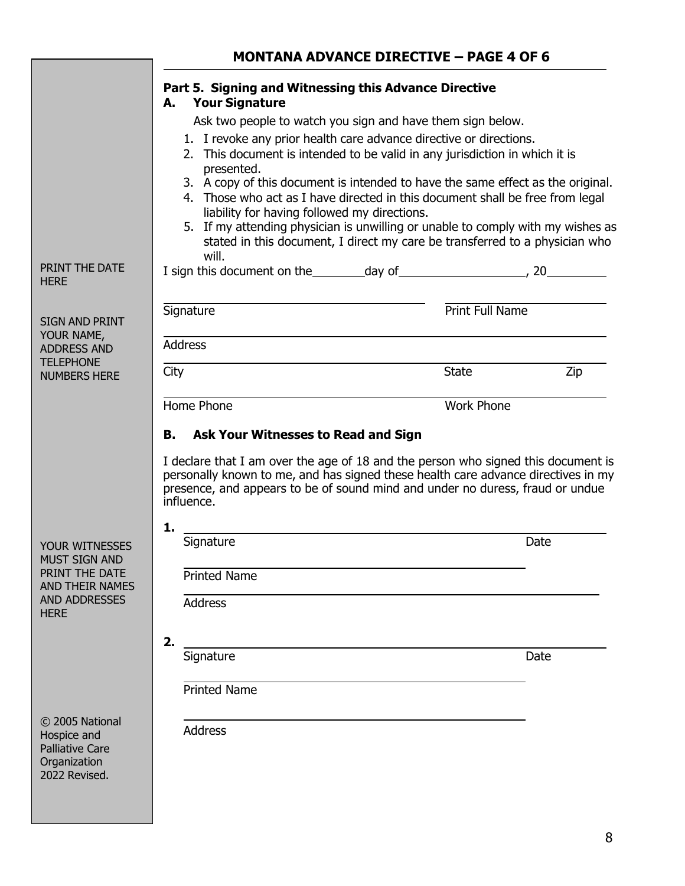## MONTANA ADVANCE DIRECTIVE – PAGE 4 OF 6

### Part 5. Signing and Witnessing this Advance Directive

**A. Your Signature**

Ask two people to watch you sign and have them sign below.

1. I revoke any prior health care advance directive or directions.
2. This document is intended to be valid in any jurisdiction in which it is presented.
3. A copy of this document is intended to have the same effect as the original.
4. Those who act as I have directed in this document shall be free from legal liability for having followed my directions.
5. If my attending physician is unwilling or unable to comply with my wishes as stated in this document, I direct my care be transferred to a physician who will.

PRINT THE DATE HERE

I sign this document on the________day of____________________, 20_________

SIGN AND PRINT YOUR NAME, ADDRESS AND TELEPHONE NUMBERS HERE

Signature ______________________________ Print Full Name ______________________________

Address ______________________________

City ______________________________ State ________ Zip ________

Home Phone ______________________________ Work Phone ______________________________

**B. Ask Your Witnesses to Read and Sign**

I declare that I am over the age of 18 and the person who signed this document is personally known to me, and has signed these health care advance directives in my presence, and appears to be of sound mind and under no duress, fraud or undue influence.

YOUR WITNESSES MUST SIGN AND PRINT THE DATE AND THEIR NAMES AND ADDRESSES HERE

**1.**

Signature ______________________________ Date ________

Printed Name ______________________________

Address ______________________________

**2.**

Signature ______________________________ Date ________

Printed Name ______________________________

Address ______________________________

© 2005 National Hospice and Palliative Care Organization 2022 Revised.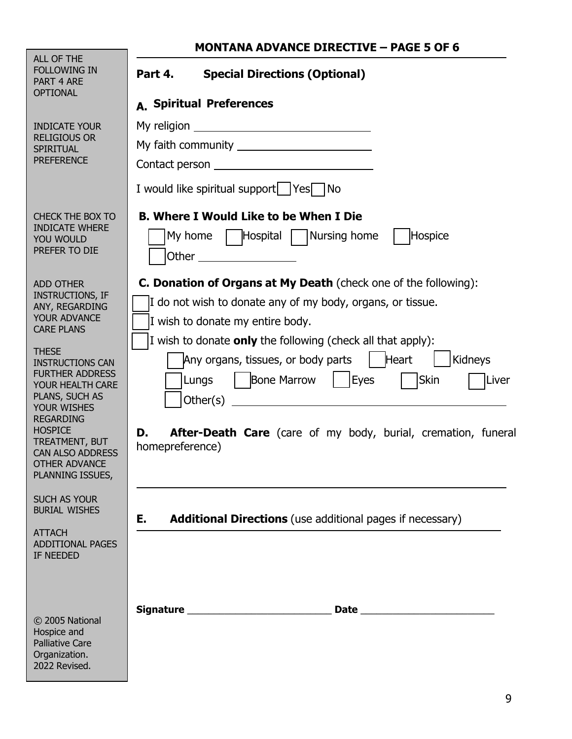## MONTANA ADVANCE DIRECTIVE – PAGE 5 OF 6

ALL OF THE FOLLOWING IN PART 4 ARE OPTIONAL

### Part 4. Special Directions (Optional)

#### A. Spiritual Preferences

INDICATE YOUR RELIGIOUS OR SPIRITUAL PREFERENCE

My religion ______________________________

My faith community ______________________

Contact person ___________________________

I would like spiritual support ☐ Yes ☐ No

#### B. Where I Would Like to be When I Die

CHECK THE BOX TO INDICATE WHERE YOU WOULD PREFER TO DIE

☐ My home ☐ Hospital ☐ Nursing home ☐ Hospice

☐ Other ________________

#### C. Donation of Organs at My Death (check one of the following):

ADD OTHER INSTRUCTIONS, IF ANY, REGARDING YOUR ADVANCE CARE PLANS

THESE INSTRUCTIONS CAN FURTHER ADDRESS YOUR HEALTH CARE PLANS, SUCH AS YOUR WISHES REGARDING HOSPICE TREATMENT, BUT CAN ALSO ADDRESS OTHER ADVANCE PLANNING ISSUES,

SUCH AS YOUR BURIAL WISHES

ATTACH ADDITIONAL PAGES IF NEEDED

☐ I do not wish to donate any of my body, organs, or tissue.

☐ I wish to donate my entire body.

☐ I wish to donate **only** the following (check all that apply):

☐ Any organs, tissues, or body parts ☐ Heart ☐ Kidneys

☐ Lungs ☐ Bone Marrow ☐ Eyes ☐ Skin ☐ Liver

☐ Other(s) ____________________________________________

#### D. After-Death Care (care of my body, burial, cremation, funeral homepreference)

______________________________________________________________

#### E. Additional Directions (use additional pages if necessary)

______________________________________________________________

**Signature** _________________________ **Date** _______________________

© 2005 National Hospice and Palliative Care Organization. 2022 Revised.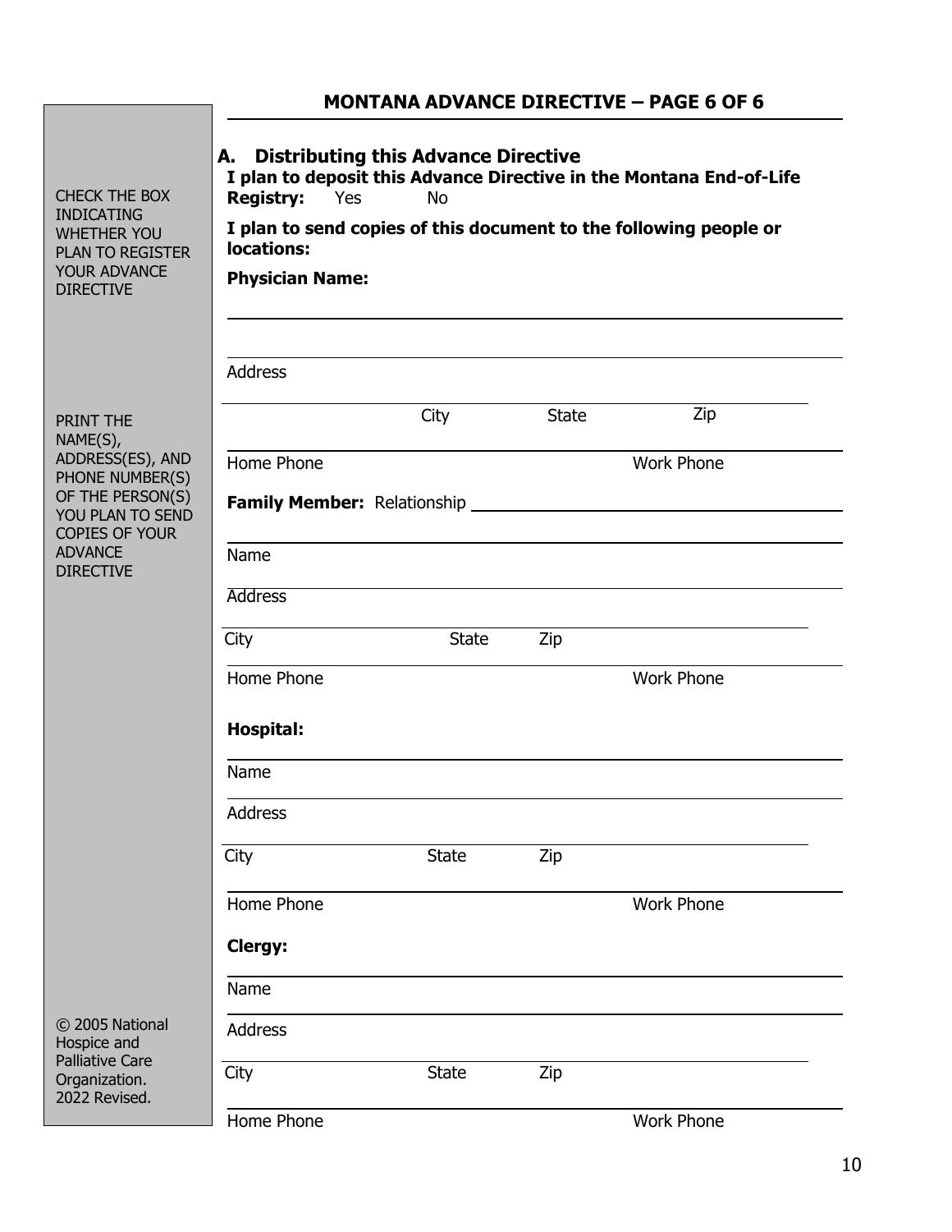## MONTANA ADVANCE DIRECTIVE – PAGE 6 OF 6

CHECK THE BOX INDICATING WHETHER YOU PLAN TO REGISTER YOUR ADVANCE DIRECTIVE

PRINT THE NAME(S), ADDRESS(ES), AND PHONE NUMBER(S) OF THE PERSON(S) YOU PLAN TO SEND COPIES OF YOUR ADVANCE DIRECTIVE

© 2005 National Hospice and Palliative Care Organization. 2022 Revised.

### A. Distributing this Advance Directive

**I plan to deposit this Advance Directive in the Montana End-of-Life Registry:** Yes No

**I plan to send copies of this document to the following people or locations:**

**Physician Name:**

Address

City State Zip

Home Phone Work Phone

**Family Member:** Relationship

Name

Address

City State Zip

Home Phone Work Phone

**Hospital:**

Name

Address

City State Zip

Home Phone Work Phone

**Clergy:**

Name

Address

City State Zip

Home Phone Work Phone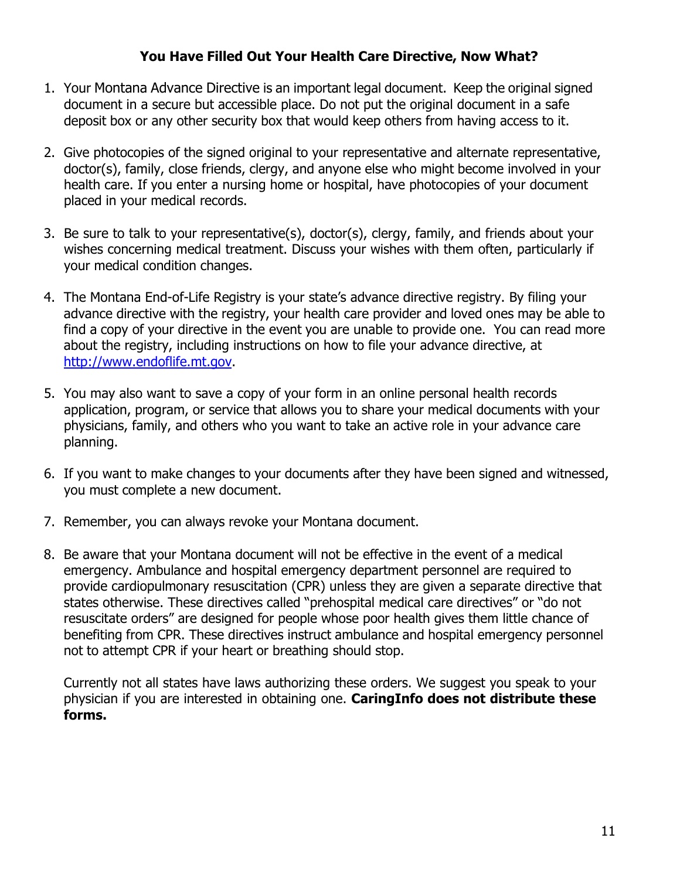## You Have Filled Out Your Health Care Directive, Now What?

1. Your Montana Advance Directive is an important legal document. Keep the original signed document in a secure but accessible place. Do not put the original document in a safe deposit box or any other security box that would keep others from having access to it.

2. Give photocopies of the signed original to your representative and alternate representative, doctor(s), family, close friends, clergy, and anyone else who might become involved in your health care. If you enter a nursing home or hospital, have photocopies of your document placed in your medical records.

3. Be sure to talk to your representative(s), doctor(s), clergy, family, and friends about your wishes concerning medical treatment. Discuss your wishes with them often, particularly if your medical condition changes.

4. The Montana End-of-Life Registry is your state's advance directive registry. By filing your advance directive with the registry, your health care provider and loved ones may be able to find a copy of your directive in the event you are unable to provide one. You can read more about the registry, including instructions on how to file your advance directive, at [http://www.endoflife.mt.gov](http://www.endoflife.mt.gov).

5. You may also want to save a copy of your form in an online personal health records application, program, or service that allows you to share your medical documents with your physicians, family, and others who you want to take an active role in your advance care planning.

6. If you want to make changes to your documents after they have been signed and witnessed, you must complete a new document.

7. Remember, you can always revoke your Montana document.

8. Be aware that your Montana document will not be effective in the event of a medical emergency. Ambulance and hospital emergency department personnel are required to provide cardiopulmonary resuscitation (CPR) unless they are given a separate directive that states otherwise. These directives called "prehospital medical care directives" or "do not resuscitate orders" are designed for people whose poor health gives them little chance of benefiting from CPR. These directives instruct ambulance and hospital emergency personnel not to attempt CPR if your heart or breathing should stop.

   Currently not all states have laws authorizing these orders. We suggest you speak to your physician if you are interested in obtaining one. **CaringInfo does not distribute these forms.**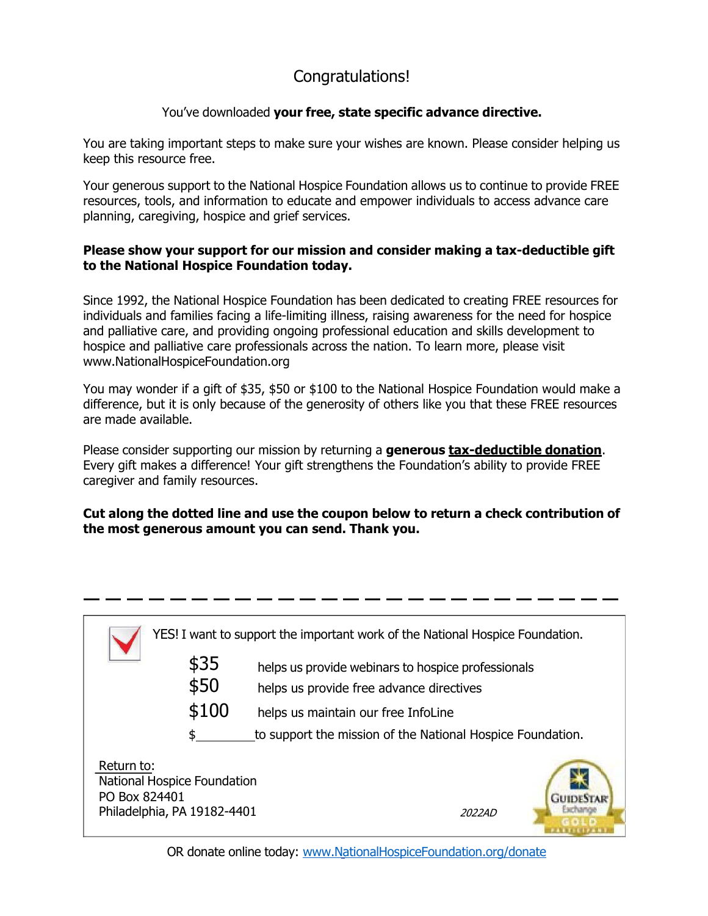# Congratulations!

You've downloaded **your free, state specific advance directive.**

You are taking important steps to make sure your wishes are known. Please consider helping us keep this resource free.

Your generous support to the National Hospice Foundation allows us to continue to provide FREE resources, tools, and information to educate and empower individuals to access advance care planning, caregiving, hospice and grief services.

**Please show your support for our mission and consider making a tax-deductible gift to the National Hospice Foundation today.**

Since 1992, the National Hospice Foundation has been dedicated to creating FREE resources for individuals and families facing a life-limiting illness, raising awareness for the need for hospice and palliative care, and providing ongoing professional education and skills development to hospice and palliative care professionals across the nation. To learn more, please visit www.NationalHospiceFoundation.org

You may wonder if a gift of $35, $50 or $100 to the National Hospice Foundation would make a difference, but it is only because of the generosity of others like you that these FREE resources are made available.

Please consider supporting our mission by returning a **generous tax-deductible donation**. Every gift makes a difference! Your gift strengthens the Foundation's ability to provide FREE caregiver and family resources.

**Cut along the dotted line and use the coupon below to return a check contribution of the most generous amount you can send. Thank you.**

---

YES! I want to support the important work of the National Hospice Foundation.

| | |
|---|---|
| $35 | helps us provide webinars to hospice professionals |
| $50 | helps us provide free advance directives |
| $100 | helps us maintain our free InfoLine |
| $________ | to support the mission of the National Hospice Foundation. |

Return to:
National Hospice Foundation
PO Box 824401
Philadelphia, PA 19182-4401

*2022AD*

GUIDESTAR Exchange GOLD PARTICIPANT

OR donate online today: www.NationalHospiceFoundation.org/donate